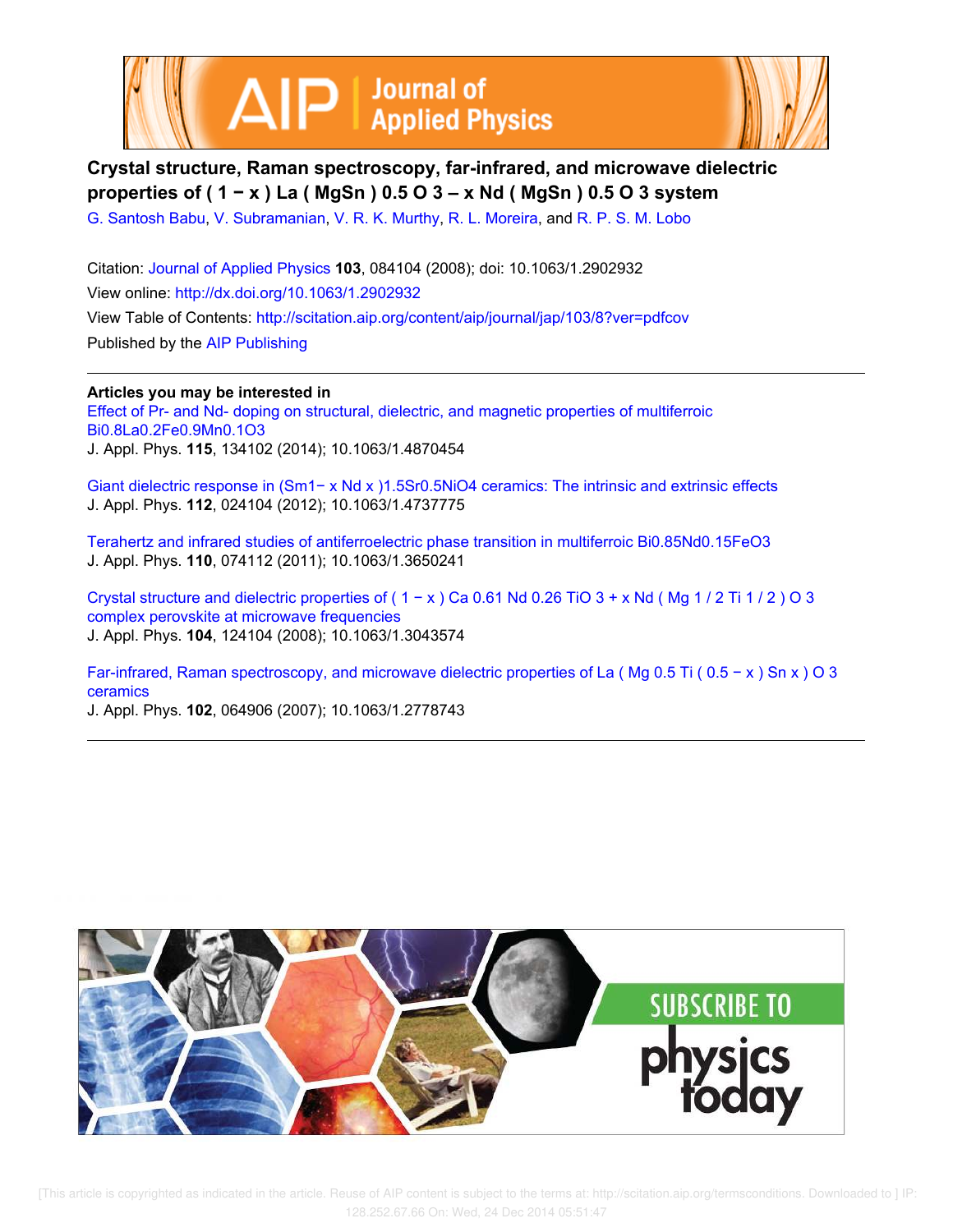# Crystal structure, Raman spectroscopy, far-infrared, and microwave dielectric properties of $(1-x)La(MgSn)_{0.5}O_3 - xNd(MgSn)_{0.5}O_3$ system

G. Santosh Babu, V. Subramanian, V. R. K. Murthy, R. L. Moreira, and R. P. S. M. Lobo

Citation: Journal of Applied Physics **103**, 084104 (2008); doi: 10.1063/1.2902932

View online: http://dx.doi.org/10.1063/1.2902932

View Table of Contents: http://scitation.aip.org/content/aip/journal/jap/103/8?ver=pdfcov

Published by the AIP Publishing

**Articles you may be interested in**

Effect of Pr- and Nd- doping on structural, dielectric, and magnetic properties of multiferroic $Bi_{0.8}La_{0.2}Fe_{0.9}Mn_{0.1}O_3$
J. Appl. Phys. **115**, 134102 (2014); 10.1063/1.4870454

Giant dielectric response in $(Sm_{1-x}Nd_x)_{1.5}Sr_{0.5}NiO_4$ ceramics: The intrinsic and extrinsic effects
J. Appl. Phys. **112**, 024104 (2012); 10.1063/1.4737775

Terahertz and infrared studies of antiferroelectric phase transition in multiferroic $Bi_{0.85}Nd_{0.15}FeO_3$
J. Appl. Phys. **110**, 074112 (2011); 10.1063/1.3650241

Crystal structure and dielectric properties of $(1-x)Ca_{0.61}Nd_{0.26}TiO_3 + xNd(Mg_{1/2}Ti_{1/2})O_3$ complex perovskite at microwave frequencies
J. Appl. Phys. **104**, 124104 (2008); 10.1063/1.3043574

Far-infrared, Raman spectroscopy, and microwave dielectric properties of $La(Mg_{0.5}Ti_{(0.5-x)}Sn_x)O_3$ ceramics
J. Appl. Phys. **102**, 064906 (2007); 10.1063/1.2778743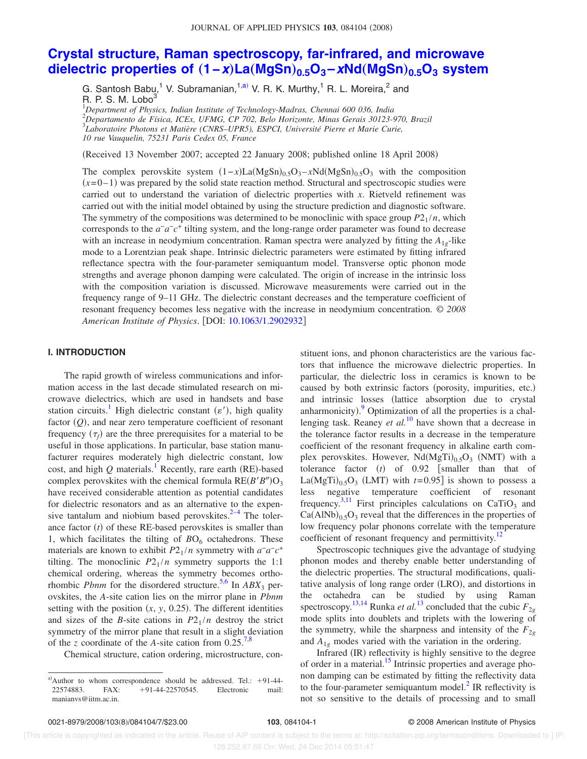# Crystal structure, Raman spectroscopy, far-infrared, and microwave dielectric properties of $(1-x)La(MgSn)_{0.5}O_3-xNd(MgSn)_{0.5}O_3$ system

G. Santosh Babu,[1] V. Subramanian,[1,a)] V. R. K. Murthy,[1] R. L. Moreira,[2] and R. P. S. M. Lobo[3]

[1]*Department of Physics, Indian Institute of Technology-Madras, Chennai 600 036, India*
[2]*Departamento de Física, ICEx, UFMG, CP 702, Belo Horizonte, Minas Gerais 30123-970, Brazil*
[3]*Laboratoire Photons et Matière (CNRS–UPR5), ESPCI, Université Pierre et Marie Curie, 10 rue Vauquelin, 75231 Paris Cedex 05, France*

(Received 13 November 2007; accepted 22 January 2008; published online 18 April 2008)

The complex perovskite system $(1-x)La(MgSn)_{0.5}O_3-xNd(MgSn)_{0.5}O_3$ with the composition ($x=0-1$) was prepared by the solid state reaction method. Structural and spectroscopic studies were carried out to understand the variation of dielectric properties with $x$. Rietveld refinement was carried out with the initial model obtained by using the structure prediction and diagnostic software. The symmetry of the compositions was determined to be monoclinic with space group $P2_1/n$, which corresponds to the $a^-a^-c^+$ tilting system, and the long-range order parameter was found to decrease with an increase in neodymium concentration. Raman spectra were analyzed by fitting the $A_{1g}$-like mode to a Lorentzian peak shape. Intrinsic dielectric parameters were estimated by fitting infrared reflectance spectra with the four-parameter semiquantum model. Transverse optic phonon mode strengths and average phonon damping were calculated. The origin of increase in the intrinsic loss with the composition variation is discussed. Microwave measurements were carried out in the frequency range of 9–11 GHz. The dielectric constant decreases and the temperature coefficient of resonant frequency becomes less negative with the increase in neodymium concentration. © *2008 American Institute of Physics*. [DOI: 10.1063/1.2902932]

## I. INTRODUCTION

The rapid growth of wireless communications and information access in the last decade stimulated research on microwave dielectrics, which are used in handsets and base station circuits.[1] High dielectric constant ($\varepsilon'$), high quality factor ($Q$), and near zero temperature coefficient of resonant frequency ($\tau_f$) are the three prerequisites for a material to be useful in those applications. In particular, base station manufacturer requires moderately high dielectric constant, low cost, and high $Q$ materials.[1] Recently, rare earth (RE)-based complex perovskites with the chemical formula $RE(B'B'')O_3$ have received considerable attention as potential candidates for dielectric resonators and as an alternative to the expensive tantalum and niobium based perovskites.[2–4] The tolerance factor ($t$) of these RE-based perovskites is smaller than 1, which facilitates the tilting of $BO_6$ octahedrons. These materials are known to exhibit $P2_1/n$ symmetry with $a^-a^-c^+$ tilting. The monoclinic $P2_1/n$ symmetry supports the 1:1 chemical ordering, whereas the symmetry becomes orthorhombic *Pbnm* for the disordered structure.[5,6] In $ABX_3$ perovskites, the $A$-site cation lies on the mirror plane in *Pbnm* setting with the position ($x$, $y$, 0.25). The different identities and sizes of the $B$-site cations in $P2_1/n$ destroy the strict symmetry of the mirror plane that result in a slight deviation of the $z$ coordinate of the $A$-site cation from 0.25.[7,8]

Chemical structure, cation ordering, microstructure, constituent ions, and phonon characteristics are the various factors that influence the microwave dielectric properties. In particular, the dielectric loss in ceramics is known to be caused by both extrinsic factors (porosity, impurities, etc.) and intrinsic losses (lattice absorption due to crystal anharmonicity).[9] Optimization of all the properties is a challenging task. Reaney *et al.*[10] have shown that a decrease in the tolerance factor results in a decrease in the temperature coefficient of the resonant frequency in alkaline earth complex perovskites. However, $Nd(MgTi)_{0.5}O_3$ (NMT) with a tolerance factor ($t$) of 0.92 [smaller than that of $La(MgTi)_{0.5}O_3$ (LMT) with $t=0.95$] is shown to possess a less negative temperature coefficient of resonant frequency.[3,11] First principles calculations on $CaTiO_3$ and $Ca(AlNb)_{0.5}O_3$ reveal that the differences in the properties of low frequency polar phonons correlate with the temperature coefficient of resonant frequency and permittivity.[12]

Spectroscopic techniques give the advantage of studying phonon modes and thereby enable better understanding of the dielectric properties. The structural modifications, qualitative analysis of long range order (LRO), and distortions in the octahedra can be studied by using Raman spectroscopy.[13,14] Runka *et al.*[13] concluded that the cubic $F_{2g}$ mode splits into doublets and triplets with the lowering of the symmetry, while the sharpness and intensity of the $F_{2g}$ and $A_{1g}$ modes varied with the variation in the ordering.

Infrared (IR) reflectivity is highly sensitive to the degree of order in a material.[15] Intrinsic properties and average phonon damping can be estimated by fitting the reflectivity data to the four-parameter semiquantum model.[2] IR reflectivity is not so sensitive to the details of processing and to small

---

a)Author to whom correspondence should be addressed. Tel.: +91-44-22574883. FAX: +91-44-22570545. Electronic mail: manianvs@iitm.ac.in.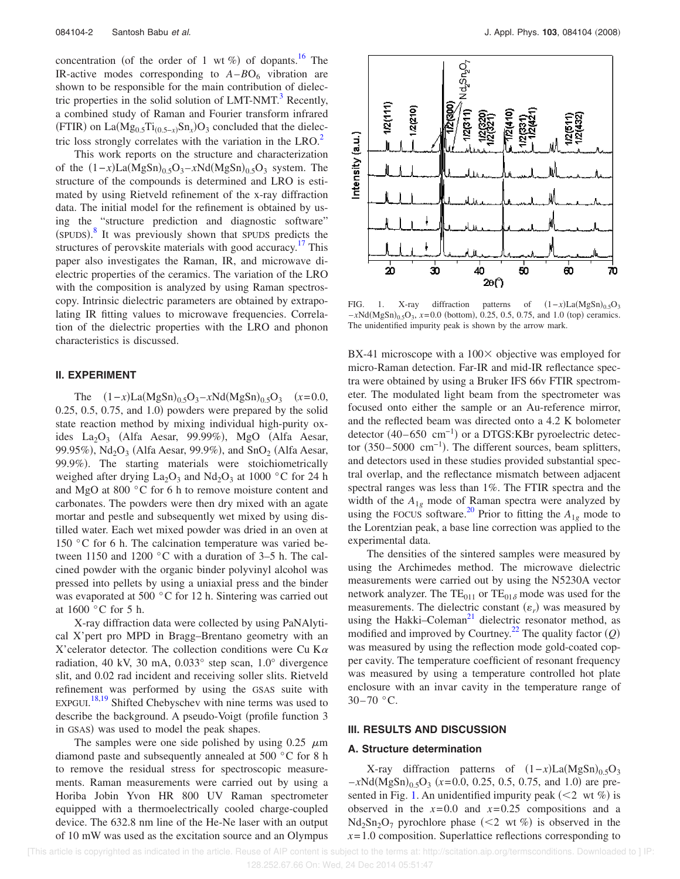concentration (of the order of 1 wt %) of dopants.[16] The IR-active modes corresponding to $A$–$BO_6$ vibration are shown to be responsible for the main contribution of dielectric properties in the solid solution of LMT-NMT.[3] Recently, a combined study of Raman and Fourier transform infrared (FTIR) on $La(Mg_{0.5}Ti_{(0.5-x)}Sn_x)O_3$ concluded that the dielectric loss strongly correlates with the variation in the LRO.[2]

This work reports on the structure and characterization of the $(1-x)La(MgSn)_{0.5}O_3-xNd(MgSn)_{0.5}O_3$ system. The structure of the compounds is determined and LRO is estimated by using Rietveld refinement of the x-ray diffraction data. The initial model for the refinement is obtained by using the "structure prediction and diagnostic software" (SPUDS).[8] It was previously shown that SPUDS predicts the structures of perovskite materials with good accuracy.[17] This paper also investigates the Raman, IR, and microwave dielectric properties of the ceramics. The variation of the LRO with the composition is analyzed by using Raman spectroscopy. Intrinsic dielectric parameters are obtained by extrapolating IR fitting values to microwave frequencies. Correlation of the dielectric properties with the LRO and phonon characteristics is discussed.

## II. EXPERIMENT

The $(1-x)La(MgSn)_{0.5}O_3-xNd(MgSn)_{0.5}O_3$ ($x$=0.0, 0.25, 0.5, 0.75, and 1.0) powders were prepared by the solid state reaction method by mixing individual high-purity oxides $La_2O_3$ (Alfa Aesar, 99.99%), MgO (Alfa Aesar, 99.95%), $Nd_2O_3$ (Alfa Aesar, 99.9%), and $SnO_2$ (Alfa Aesar, 99.9%). The starting materials were stoichiometrically weighed after drying $La_2O_3$ and $Nd_2O_3$ at 1000 °C for 24 h and MgO at 800 °C for 6 h to remove moisture content and carbonates. The powders were then dry mixed with an agate mortar and pestle and subsequently wet mixed by using distilled water. Each wet mixed powder was dried in an oven at 150 °C for 6 h. The calcination temperature was varied between 1150 and 1200 °C with a duration of 3–5 h. The calcined powder with the organic binder polyvinyl alcohol was pressed into pellets by using a uniaxial press and the binder was evaporated at 500 °C for 12 h. Sintering was carried out at 1600 °C for 5 h.

X-ray diffraction data were collected by using PaNAlytical X'pert pro MPD in Bragg–Brentano geometry with an X'celerator detector. The collection conditions were Cu K$\alpha$ radiation, 40 kV, 30 mA, 0.033° step scan, 1.0° divergence slit, and 0.02 rad incident and receiving soller slits. Rietveld refinement was performed by using the GSAS suite with EXPGUI.[18,19] Shifted Chebyschev with nine terms was used to describe the background. A pseudo-Voigt (profile function 3 in GSAS) was used to model the peak shapes.

The samples were one side polished by using 0.25 $\mu$m diamond paste and subsequently annealed at 500 °C for 8 h to remove the residual stress for spectroscopic measurements. Raman measurements were carried out by using a Horiba Jobin Yvon HR 800 UV Raman spectrometer equipped with a thermoelectrically cooled charge-coupled device. The 632.8 nm line of the He-Ne laser with an output of 10 mW was used as the excitation source and an Olympus BX-41 microscope with a 100× objective was employed for micro-Raman detection. Far-IR and mid-IR reflectance spectra were obtained by using a Bruker IFS 66v FTIR spectrometer. The modulated light beam from the spectrometer was focused onto either the sample or an Au-reference mirror, and the reflected beam was directed onto a 4.2 K bolometer detector (40–650 cm$^{-1}$) or a DTGS:KBr pyroelectric detector (350–5000 cm$^{-1}$). The different sources, beam splitters, and detectors used in these studies provided substantial spectral overlap, and the reflectance mismatch between adjacent spectral ranges was less than 1%. The FTIR spectra and the width of the $A_{1g}$ mode of Raman spectra were analyzed by using the FOCUS software.[20] Prior to fitting the $A_{1g}$ mode to the Lorentzian peak, a base line correction was applied to the experimental data.

FIG. 1. X-ray diffraction patterns of $(1-x)La(MgSn)_{0.5}O_3-xNd(MgSn)_{0.5}O_3$, $x$=0.0 (bottom), 0.25, 0.5, 0.75, and 1.0 (top) ceramics. The unidentified impurity peak is shown by the arrow mark.

The densities of the sintered samples were measured by using the Archimedes method. The microwave dielectric measurements were carried out by using the N5230A vector network analyzer. The $TE_{011}$ or $TE_{01\delta}$ mode was used for the measurements. The dielectric constant ($\varepsilon_r$) was measured by using the Hakki–Coleman[21] dielectric resonator method, as modified and improved by Courtney.[22] The quality factor ($Q$) was measured by using the reflection mode gold-coated copper cavity. The temperature coefficient of resonant frequency was measured by using a temperature controlled hot plate enclosure with an invar cavity in the temperature range of 30–70 °C.

## III. RESULTS AND DISCUSSION

### A. Structure determination

X-ray diffraction patterns of $(1-x)La(MgSn)_{0.5}O_3-xNd(MgSn)_{0.5}O_3$ ($x$=0.0, 0.25, 0.5, 0.75, and 1.0) are presented in Fig. 1. An unidentified impurity peak (<2 wt %) is observed in the $x$=0.0 and $x$=0.25 compositions and a $Nd_2Sn_2O_7$ pyrochlore phase (<2 wt %) is observed in the $x$=1.0 composition. Superlattice reflections corresponding to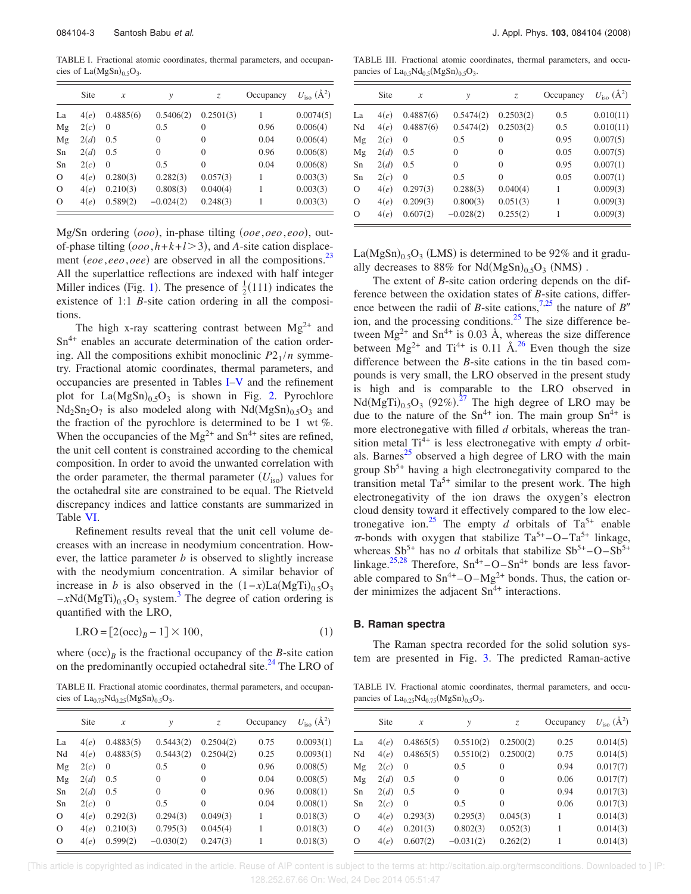TABLE I. Fractional atomic coordinates, thermal parameters, and occupancies of $La(MgSn)_{0.5}O_3$.

| | Site | $x$ | $y$ | $z$ | Occupancy | $U_{iso}$ (Å$^2$) |
|---|---|---|---|---|---|---|
| La | 4(*e*) | 0.4885(6) | 0.5406(2) | 0.2501(3) | 1 | 0.0074(5) |
| Mg | 2(*c*) | 0 | 0.5 | 0 | 0.96 | 0.006(4) |
| Mg | 2(*d*) | 0.5 | 0 | 0 | 0.04 | 0.006(4) |
| Sn | 2(*d*) | 0.5 | 0 | 0 | 0.96 | 0.006(8) |
| Sn | 2(*c*) | 0 | 0.5 | 0 | 0.04 | 0.006(8) |
| O | 4(*e*) | 0.280(3) | 0.282(3) | 0.057(3) | 1 | 0.003(3) |
| O | 4(*e*) | 0.210(3) | 0.808(3) | 0.040(4) | 1 | 0.003(3) |
| O | 4(*e*) | 0.589(2) | −0.024(2) | 0.248(3) | 1 | 0.003(3) |

Mg/Sn ordering $(ooo)$, in-phase tilting $(ooe, oeo, eoo)$, out-of-phase tilting $(ooo, h+k+l>3)$, and *A*-site cation displacement $(eoe, eeo, oee)$ are observed in all the compositions.[23] All the superlattice reflections are indexed with half integer Miller indices (Fig. 1). The presence of $\frac{1}{2}(111)$ indicates the existence of 1:1 *B*-site cation ordering in all the compositions.

The high x-ray scattering contrast between $Mg^{2+}$ and $Sn^{4+}$ enables an accurate determination of the cation ordering. All the compositions exhibit monoclinic $P2_1/n$ symmetry. Fractional atomic coordinates, thermal parameters, and occupancies are presented in Tables I–V and the refinement plot for $La(MgSn)_{0.5}O_3$ is shown in Fig. 2. Pyrochlore $Nd_2Sn_2O_7$ is also modeled along with $Nd(MgSn)_{0.5}O_3$ and the fraction of the pyrochlore is determined to be 1 wt %. When the occupancies of the $Mg^{2+}$ and $Sn^{4+}$ sites are refined, the unit cell content is constrained according to the chemical composition. In order to avoid the unwanted correlation with the order parameter, the thermal parameter ($U_{iso}$) values for the octahedral site are constrained to be equal. The Rietveld discrepancy indices and lattice constants are summarized in Table VI.

Refinement results reveal that the unit cell volume decreases with an increase in neodymium concentration. However, the lattice parameter *b* is observed to slightly increase with the neodymium concentration. A similar behavior of increase in *b* is also observed in the $(1-x)La(MgTi)_{0.5}O_3-xNd(MgTi)_{0.5}O_3$ system.[3] The degree of cation ordering is quantified with the LRO,

$$\text{LRO} = [2(\text{occ})_B - 1] \times 100, \tag{1}$$

where $(\text{occ})_B$ is the fractional occupancy of the *B*-site cation on the predominantly occupied octahedral site.[24] The LRO of $La(MgSn)_{0.5}O_3$ (LMS) is determined to be 92% and it gradually decreases to 88% for $Nd(MgSn)_{0.5}O_3$ (NMS) .

TABLE II. Fractional atomic coordinates, thermal parameters, and occupancies of $La_{0.75}Nd_{0.25}(MgSn)_{0.5}O_3$.

| | Site | $x$ | $y$ | $z$ | Occupancy | $U_{iso}$ (Å$^2$) |
|---|---|---|---|---|---|---|
| La | 4(*e*) | 0.4883(5) | 0.5443(2) | 0.2504(2) | 0.75 | 0.0093(1) |
| Nd | 4(*e*) | 0.4883(5) | 0.5443(2) | 0.2504(2) | 0.25 | 0.0093(1) |
| Mg | 2(*c*) | 0 | 0.5 | 0 | 0.96 | 0.008(5) |
| Mg | 2(*d*) | 0.5 | 0 | 0 | 0.04 | 0.008(5) |
| Sn | 2(*d*) | 0.5 | 0 | 0 | 0.96 | 0.008(1) |
| Sn | 2(*c*) | 0 | 0.5 | 0 | 0.04 | 0.008(1) |
| O | 4(*e*) | 0.292(3) | 0.294(3) | 0.049(3) | 1 | 0.018(3) |
| O | 4(*e*) | 0.210(3) | 0.795(3) | 0.045(4) | 1 | 0.018(3) |
| O | 4(*e*) | 0.599(2) | −0.030(2) | 0.247(3) | 1 | 0.018(3) |

TABLE III. Fractional atomic coordinates, thermal parameters, and occupancies of $La_{0.5}Nd_{0.5}(MgSn)_{0.5}O_3$.

| | Site | $x$ | $y$ | $z$ | Occupancy | $U_{iso}$ (Å$^2$) |
|---|---|---|---|---|---|---|
| La | 4(*e*) | 0.4887(6) | 0.5474(2) | 0.2503(2) | 0.5 | 0.010(11) |
| Nd | 4(*e*) | 0.4887(6) | 0.5474(2) | 0.2503(2) | 0.5 | 0.010(11) |
| Mg | 2(*c*) | 0 | 0.5 | 0 | 0.95 | 0.007(5) |
| Mg | 2(*d*) | 0.5 | 0 | 0 | 0.05 | 0.007(5) |
| Sn | 2(*d*) | 0.5 | 0 | 0 | 0.95 | 0.007(1) |
| Sn | 2(*c*) | 0 | 0.5 | 0 | 0.05 | 0.007(1) |
| O | 4(*e*) | 0.297(3) | 0.288(3) | 0.040(4) | 1 | 0.009(3) |
| O | 4(*e*) | 0.209(3) | 0.800(3) | 0.051(3) | 1 | 0.009(3) |
| O | 4(*e*) | 0.607(2) | −0.028(2) | 0.255(2) | 1 | 0.009(3) |

The extent of *B*-site cation ordering depends on the difference between the oxidation states of *B*-site cations, difference between the radii of *B*-site cations,[7,25] the nature of $B''$ ion, and the processing conditions.[25] The size difference between $Mg^{2+}$ and $Sn^{4+}$ is 0.03 Å, whereas the size difference between $Mg^{2+}$ and $Ti^{4+}$ is 0.11 Å.[26] Even though the size difference between the *B*-site cations in the tin based compounds is very small, the LRO observed in the present study is high and is comparable to the LRO observed in $Nd(MgTi)_{0.5}O_3$ (92%).[27] The high degree of LRO may be due to the nature of the $Sn^{4+}$ ion. The main group $Sn^{4+}$ is more electronegative with filled *d* orbitals, whereas the transition metal $Ti^{4+}$ is less electronegative with empty *d* orbitals. Barnes[25] observed a high degree of LRO with the main group $Sb^{5+}$ having a high electronegativity compared to the transition metal $Ta^{5+}$ similar to the present work. The high electronegativity of the ion draws the oxygen's electron cloud density toward it effectively compared to the low electronegative ion.[25] The empty *d* orbitals of $Ta^{5+}$ enable $\pi$-bonds with oxygen that stabilize $Ta^{5+}$–O–$Ta^{5+}$ linkage, whereas $Sb^{5+}$ has no *d* orbitals that stabilize $Sb^{5+}$–O–$Sb^{5+}$ linkage.[25,28] Therefore, $Sn^{4+}$–O–$Sn^{4+}$ bonds are less favorable compared to $Sn^{4+}$–O–$Mg^{2+}$ bonds. Thus, the cation order minimizes the adjacent $Sn^{4+}$ interactions.

### B. Raman spectra

The Raman spectra recorded for the solid solution system are presented in Fig. 3. The predicted Raman-active

TABLE IV. Fractional atomic coordinates, thermal parameters, and occupancies of $La_{0.25}Nd_{0.75}(MgSn)_{0.5}O_3$.

| | Site | $x$ | $y$ | $z$ | Occupancy | $U_{iso}$ (Å$^2$) |
|---|---|---|---|---|---|---|
| La | 4(*e*) | 0.4865(5) | 0.5510(2) | 0.2500(2) | 0.25 | 0.014(5) |
| Nd | 4(*e*) | 0.4865(5) | 0.5510(2) | 0.2500(2) | 0.75 | 0.014(5) |
| Mg | 2(*c*) | 0 | 0.5 | 0 | 0.94 | 0.017(7) |
| Mg | 2(*d*) | 0.5 | 0 | 0 | 0.06 | 0.017(7) |
| Sn | 2(*d*) | 0.5 | 0 | 0 | 0.94 | 0.017(3) |
| Sn | 2(*c*) | 0 | 0.5 | 0 | 0.06 | 0.017(3) |
| O | 4(*e*) | 0.293(3) | 0.295(3) | 0.045(3) | 1 | 0.014(3) |
| O | 4(*e*) | 0.201(3) | 0.802(3) | 0.052(3) | 1 | 0.014(3) |
| O | 4(*e*) | 0.607(2) | −0.031(2) | 0.262(2) | 1 | 0.014(3) |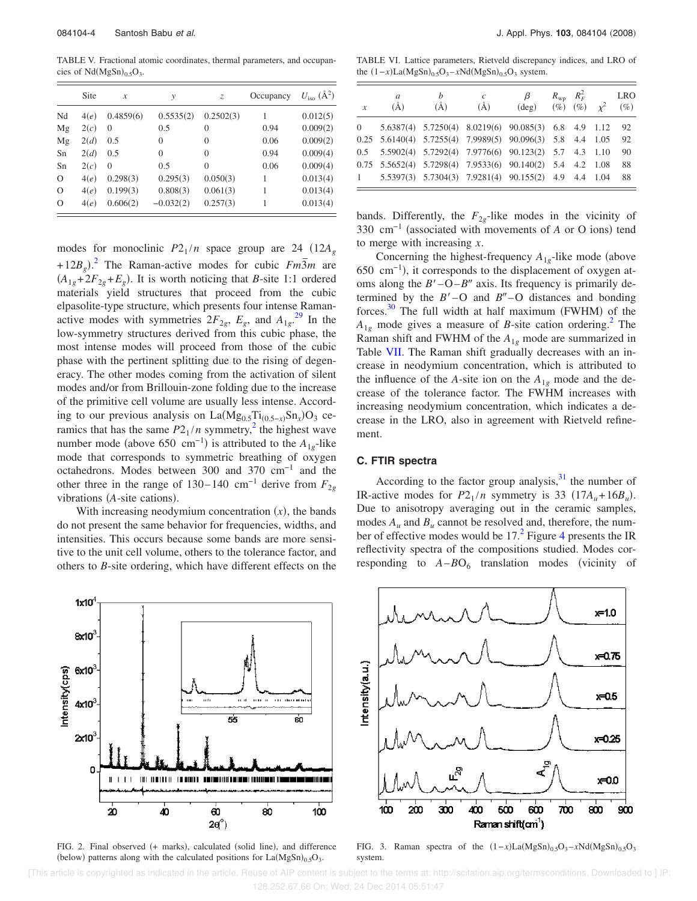TABLE V. Fractional atomic coordinates, thermal parameters, and occupancies of $Nd(MgSn)_{0.5}O_3$.

| | Site | $x$ | $y$ | $z$ | Occupancy | $U_{iso}$ (Å$^2$) |
|---|---|---|---|---|---|---|
| Nd | 4(*e*) | 0.4859(6) | 0.5535(2) | 0.2502(3) | 1 | 0.012(5) |
| Mg | 2(*c*) | 0 | 0.5 | 0 | 0.94 | 0.009(2) |
| Mg | 2(*d*) | 0.5 | 0 | 0 | 0.06 | 0.009(2) |
| Sn | 2(*d*) | 0.5 | 0 | 0 | 0.94 | 0.009(4) |
| Sn | 2(*c*) | 0 | 0.5 | 0 | 0.06 | 0.009(4) |
| O | 4(*e*) | 0.298(3) | 0.295(3) | 0.050(3) | 1 | 0.013(4) |
| O | 4(*e*) | 0.199(3) | 0.808(3) | 0.061(3) | 1 | 0.013(4) |
| O | 4(*e*) | 0.606(2) | −0.032(2) | 0.257(3) | 1 | 0.013(4) |

modes for monoclinic $P2_1/n$ space group are 24 $(12A_g+12B_g)$.[2] The Raman-active modes for cubic $Fm\bar{3}m$ are $(A_{1g}+2F_{2g}+E_g)$. It is worth noticing that *B*-site 1:1 ordered materials yield structures that proceed from the cubic elpasolite-type structure, which presents four intense Raman-active modes with symmetries $2F_{2g}$, $E_g$, and $A_{1g}$.[29] In the low-symmetry structures derived from this cubic phase, the most intense modes will proceed from those of the cubic phase with the pertinent splitting due to the rising of degeneracy. The other modes coming from the activation of silent modes and/or from Brillouin-zone folding due to the increase of the primitive cell volume are usually less intense. According to our previous analysis on $La(Mg_{0.5}Ti_{(0.5-x)}Sn_x)O_3$ ceramics that has the same $P2_1/n$ symmetry,[2] the highest wave number mode (above 650 cm$^{-1}$) is attributed to the $A_{1g}$-like mode that corresponds to symmetric breathing of oxygen octahedrons. Modes between 300 and 370 cm$^{-1}$ and the other three in the range of 130–140 cm$^{-1}$ derive from $F_{2g}$ vibrations (*A*-site cations).

With increasing neodymium concentration ($x$), the bands do not present the same behavior for frequencies, widths, and intensities. This occurs because some bands are more sensitive to the unit cell volume, others to the tolerance factor, and others to *B*-site ordering, which have different effects on the bands. Differently, the $F_{2g}$-like modes in the vicinity of 330 cm$^{-1}$ (associated with movements of *A* or O ions) tend to merge with increasing $x$.

TABLE VI. Lattice parameters, Rietveld discrepancy indices, and LRO of the $(1-x)La(MgSn)_{0.5}O_3-xNd(MgSn)_{0.5}O_3$ system.

| $x$ | $a$ (Å) | $b$ (Å) | $c$ (Å) | $\beta$ (deg) | $R_{wp}$ (%) | $R_F^2$ (%) | $\chi^2$ | LRO (%) |
|---|---|---|---|---|---|---|---|---|
| 0 | 5.6387(4) | 5.7250(4) | 8.0219(6) | 90.085(3) | 6.8 | 4.9 | 1.12 | 92 |
| 0.25 | 5.6140(4) | 5.7255(4) | 7.9989(5) | 90.096(3) | 5.8 | 4.4 | 1.05 | 92 |
| 0.5 | 5.5902(4) | 5.7292(4) | 7.9776(6) | 90.123(2) | 5.7 | 4.3 | 1.10 | 90 |
| 0.75 | 5.5652(4) | 5.7298(4) | 7.9533(6) | 90.140(2) | 5.4 | 4.2 | 1.08 | 88 |
| 1 | 5.5397(3) | 5.7304(3) | 7.9281(4) | 90.155(2) | 4.9 | 4.4 | 1.04 | 88 |

Concerning the highest-frequency $A_{1g}$-like mode (above 650 cm$^{-1}$), it corresponds to the displacement of oxygen atoms along the $B'-O-B''$ axis. Its frequency is primarily determined by the $B'-O$ and $B''-O$ distances and bonding forces.[30] The full width at half maximum (FWHM) of the $A_{1g}$ mode gives a measure of *B*-site cation ordering.[2] The Raman shift and FWHM of the $A_{1g}$ mode are summarized in Table VII. The Raman shift gradually decreases with an increase in neodymium concentration, which is attributed to the influence of the *A*-site ion on the $A_{1g}$ mode and the decrease of the tolerance factor. The FWHM increases with increasing neodymium concentration, which indicates a decrease in the LRO, also in agreement with Rietveld refinement.

### C. FTIR spectra

According to the factor group analysis,[31] the number of IR-active modes for $P2_1/n$ symmetry is 33 $(17A_u+16B_u)$. Due to anisotropy averaging out in the ceramic samples, modes $A_u$ and $B_u$ cannot be resolved and, therefore, the number of effective modes would be 17.[2] Figure 4 presents the IR reflectivity spectra of the compositions studied. Modes corresponding to $A-BO_6$ translation modes (vicinity of

FIG. 2. Final observed (+ marks), calculated (solid line), and difference (below) patterns along with the calculated positions for $La(MgSn)_{0.5}O_3$.

FIG. 3. Raman spectra of the $(1-x)La(MgSn)_{0.5}O_3-xNd(MgSn)_{0.5}O_3$ system.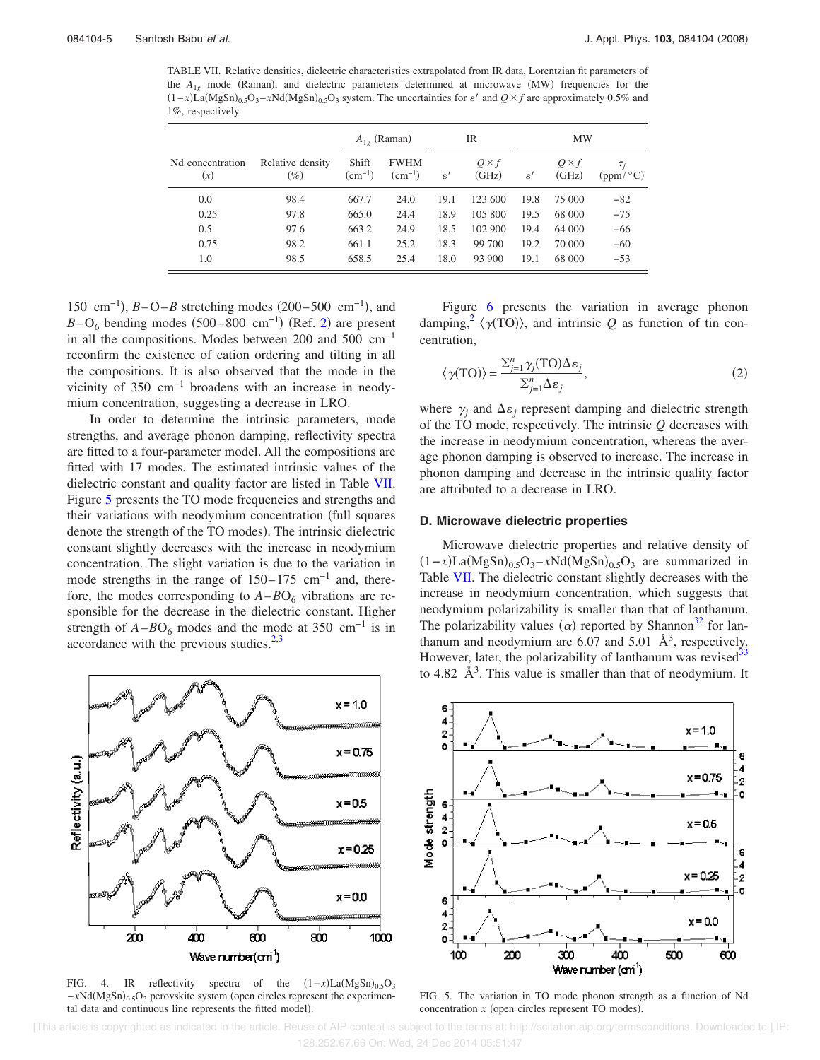TABLE VII. Relative densities, dielectric characteristics extrapolated from IR data, Lorentzian fit parameters of the $A_{1g}$ mode (Raman), and dielectric parameters determined at microwave (MW) frequencies for the $(1-x)La(MgSn)_{0.5}O_3-xNd(MgSn)_{0.5}O_3$ system. The uncertainties for $\varepsilon'$ and $Q\times f$ are approximately 0.5% and 1%, respectively.

| Nd concentration ($x$) | Relative density (%) | $A_{1g}$ (Raman) | | IR | | MW | | |
|---|---|---|---|---|---|---|---|---|
| | | Shift (cm$^{-1}$) | FWHM (cm$^{-1}$) | $\varepsilon'$ | $Q\times f$ (GHz) | $\varepsilon'$ | $Q\times f$ (GHz) | $\tau_f$ (ppm/°C) |
| 0.0 | 98.4 | 667.7 | 24.0 | 19.1 | 123 600 | 19.8 | 75 000 | −82 |
| 0.25 | 97.8 | 665.0 | 24.4 | 18.9 | 105 800 | 19.5 | 68 000 | −75 |
| 0.5 | 97.6 | 663.2 | 24.9 | 18.5 | 102 900 | 19.4 | 64 000 | −66 |
| 0.75 | 98.2 | 661.1 | 25.2 | 18.3 | 99 700 | 19.2 | 70 000 | −60 |
| 1.0 | 98.5 | 658.5 | 25.4 | 18.0 | 93 900 | 19.1 | 68 000 | −53 |

150 cm$^{-1}$), $B$–O–$B$ stretching modes (200–500 cm$^{-1}$), and $B$–$O_6$ bending modes (500–800 cm$^{-1}$) (Ref. 2) are present in all the compositions. Modes between 200 and 500 cm$^{-1}$ reconfirm the existence of cation ordering and tilting in all the compositions. It is also observed that the mode in the vicinity of 350 cm$^{-1}$ broadens with an increase in neodymium concentration, suggesting a decrease in LRO.

In order to determine the intrinsic parameters, mode strengths, and average phonon damping, reflectivity spectra are fitted to a four-parameter model. All the compositions are fitted with 17 modes. The estimated intrinsic values of the dielectric constant and quality factor are listed in Table VII. Figure 5 presents the TO mode frequencies and strengths and their variations with neodymium concentration (full squares denote the strength of the TO modes). The intrinsic dielectric constant slightly decreases with the increase in neodymium concentration. The slight variation is due to the variation in mode strengths in the range of 150–175 cm$^{-1}$ and, therefore, the modes corresponding to $A$–$BO_6$ vibrations are responsible for the decrease in the dielectric constant. Higher strength of $A$–$BO_6$ modes and the mode at 350 cm$^{-1}$ is in accordance with the previous studies.[2,3]

FIG. 4. IR reflectivity spectra of the $(1-x)La(MgSn)_{0.5}O_3-xNd(MgSn)_{0.5}O_3$ perovskite system (open circles represent the experimental data and continuous line represents the fitted model).

Figure 6 presents the variation in average phonon damping,[2] $\langle\gamma(\mathrm{TO})\rangle$, and intrinsic $Q$ as function of tin concentration,

$$\langle\gamma(\mathrm{TO})\rangle = \frac{\sum_{j=1}^{n}\gamma_j(\mathrm{TO})\Delta\varepsilon_j}{\sum_{j=1}^{n}\Delta\varepsilon_j}, \tag{2}$$

where $\gamma_j$ and $\Delta\varepsilon_j$ represent damping and dielectric strength of the TO mode, respectively. The intrinsic $Q$ decreases with the increase in neodymium concentration, whereas the average phonon damping is observed to increase. The increase in phonon damping and decrease in the intrinsic quality factor are attributed to a decrease in LRO.

### D. Microwave dielectric properties

Microwave dielectric properties and relative density of $(1-x)La(MgSn)_{0.5}O_3-xNd(MgSn)_{0.5}O_3$ are summarized in Table VII. The dielectric constant slightly decreases with the increase in neodymium concentration, which suggests that neodymium polarizability is smaller than that of lanthanum. The polarizability values ($\alpha$) reported by Shannon[32] for lanthanum and neodymium are 6.07 and 5.01 Å$^3$, respectively. However, later, the polarizability of lanthanum was revised[33] to 4.82 Å$^3$. This value is smaller than that of neodymium. It

FIG. 5. The variation in TO mode phonon strength as a function of Nd concentration $x$ (open circles represent TO modes).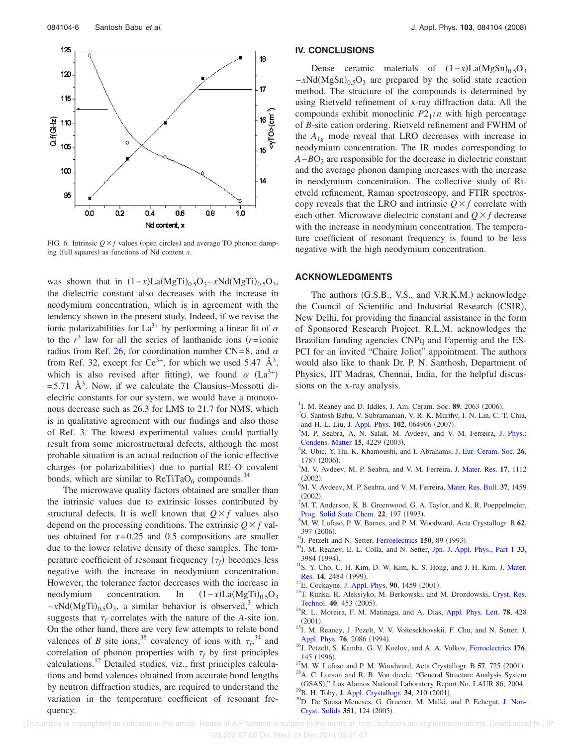FIG. 6. Intrinsic $Q\times f$ values (open circles) and average TO phonon damping (full squares) as functions of Nd content $x$.

was shown that in $(1-x)\mathrm{La(MgTi)_{0.5}O_3}-x\mathrm{Nd(MgTi)_{0.5}O_3}$, the dielectric constant also decreases with the increase in neodymium concentration, which is in agreement with the tendency shown in the present study. Indeed, if we revise the ionic polarizabilities for $La^{3+}$ by performing a linear fit of $\alpha$ to the $r^3$ law for all the series of lanthanide ions ($r$=ionic radius from Ref. 26, for coordination number CN=8, and $\alpha$ from Ref. 32, except for $Ce^{3+}$, for which we used 5.47 Å$^3$, which is also revised after fitting), we found $\alpha$ ($La^{3+}$) =5.71 Å$^3$. Now, if we calculate the Clausius–Mossotti dielectric constants for our system, we would have a monotonous decrease such as 26.3 for LMS to 21.7 for NMS, which is in qualitative agreement with our findings and also those of Ref. 3. The lowest experimental values could partially result from some microstructural defects, although the most probable situation is an actual reduction of the ionic effective charges (or polarizabilities) due to partial RE–O covalent bonds, which are similar to $\mathrm{ReTiTaO_6}$ compounds.[34]

The microwave quality factors obtained are smaller than the intrinsic values due to extrinsic losses contributed by structural defects. It is well known that $Q\times f$ values also depend on the processing conditions. The extrinsic $Q\times f$ values obtained for $x$=0.25 and 0.5 compositions are smaller due to the lower relative density of these samples. The temperature coefficient of resonant frequency ($\tau_f$) becomes less negative with the increase in neodymium concentration. However, the tolerance factor decreases with the increase in neodymium concentration. In $(1-x)\mathrm{La(MgTi)_{0.5}O_3}-x\mathrm{Nd(MgTi)_{0.5}O_3}$, a similar behavior is observed,[3] which suggests that $\tau_f$ correlates with the nature of the $A$-site ion. On the other hand, there are very few attempts to relate bond valences of $B$ site ions,[35] covalency of ions with $\tau_f$,[34] and correlation of phonon properties with $\tau_f$ by first principles calculations.[12] Detailed studies, viz., first principles calculations and bond valences obtained from accurate bond lengths by neutron diffraction studies, are required to understand the variation in the temperature coefficient of resonant frequency.

## IV. CONCLUSIONS

Dense ceramic materials of $(1-x)\mathrm{La(MgSn)_{0.5}O_3}-x\mathrm{Nd(MgSn)_{0.5}O_3}$ are prepared by the solid state reaction method. The structure of the compounds is determined by using Rietveld refinement of x-ray diffraction data. All the compounds exhibit monoclinic $P2_1/n$ with high percentage of $B$-site cation ordering. Rietveld refinement and FWHM of the $A_{1g}$ mode reveal that LRO decreases with increase in neodymium concentration. The IR modes corresponding to $A-BO_3$ are responsible for the decrease in dielectric constant and the average phonon damping increases with the increase in neodymium concentration. The collective study of Rietveld refinement, Raman spectroscopy, and FTIR spectroscopy reveals that the LRO and intrinsic $Q\times f$ correlate with each other. Microwave dielectric constant and $Q\times f$ decrease with the increase in neodymium concentration. The temperature coefficient of resonant frequency is found to be less negative with the high neodymium concentration.

## ACKNOWLEDGMENTS

The authors (G.S.B., V.S., and V.R.K.M.) acknowledge the Council of Scientific and Industrial Research (CSIR), New Delhi, for providing the financial assistance in the form of Sponsored Research Project. R.L.M. acknowledges the Brazilian funding agencies CNPq and Fapemig and the ESPCI for an invited "Chaire Joliot" appointment. The authors would also like to thank Dr. P. N. Santhosh, Department of Physics, IIT Madras, Chennai, India, for the helpful discussions on the x-ray analysis.

[1] I. M. Reaney and D. Iddles, J. Am. Ceram. Soc. **89**, 2063 (2006).
[2] G. Santosh Babu, V. Subramanian, V. R. K. Murthy, I.-N. Lin, C.-T. Chia, and H.-L. Liu, J. Appl. Phys. **102**, 064906 (2007).
[3] M. P. Seabra, A. N. Salak, M. Avdeev, and V. M. Ferreira, J. Phys.: Condens. Matter **15**, 4229 (2003).
[4] R. Ubic, Y. Hu, K. Khamoushi, and I. Abrahams, J. Eur. Ceram. Soc. **26**, 1787 (2006).
[5] M. V. Avdeev, M. P. Seabra, and V. M. Ferreira, J. Mater. Res. **17**, 1112 (2002).
[6] M. V. Avdeev, M. P. Seabra, and V. M. Ferreira, Mater. Res. Bull. **37**, 1459 (2002).
[7] M. T. Anderson, K. B. Greenwood, G. A. Taylor, and K. R. Poeppelmeier, Prog. Solid State Chem. **22**, 197 (1993).
[8] M. W. Lufaso, P. W. Barnes, and P. M. Woodward, Acta Crystallogr. B **62**, 397 (2006).
[9] J. Petzelt and N. Setter, Ferroelectrics **150**, 89 (1993).
[10] I. M. Reaney, E. L. Colla, and N. Setter, Jpn. J. Appl. Phys., Part 1 **33**, 3984 (1994).
[11] S. Y. Cho, C. H. Kim, D. W. Kim, K. S. Hong, and J. H. Kim, J. Mater. Res. **14**, 2484 (1999).
[12] E. Cockayne, J. Appl. Phys. **90**, 1459 (2001).
[13] T. Runka, R. Aleksiyko, M. Berkowski, and M. Drozdowski, Cryst. Res. Technol. **40**, 453 (2005).
[14] R. L. Moreira, F. M. Matinaga, and A. Dias, Appl. Phys. Lett. **78**, 428 (2001).
[15] I. M. Reaney, J. Pezelt, V. V. Voitesekhovskii, F. Chu, and N. Setter, J. Appl. Phys. **76**, 2086 (1994).
[16] J. Petzelt, S. Kamba, G. V. Kozlov, and A. A. Volkov, Ferroelectrics **176**, 145 (1996).
[17] M. W. Lufaso and P. M. Woodward, Acta Crystallogr. B **57**, 725 (2001).
[18] A. C. Lorson and R. B. Von dreele, "General Structure Analysis System (GSAS)," Los Alamos National Laboratory Report No. LAUR 86, 2004.
[19] B. H. Toby, J. Appl. Crystallogr. **34**, 210 (2001).
[20] D. De Sousa Meneses, G. Gruener, M. Malki, and P. Echegut, J. Non-Cryst. Solids **351**, 124 (2005).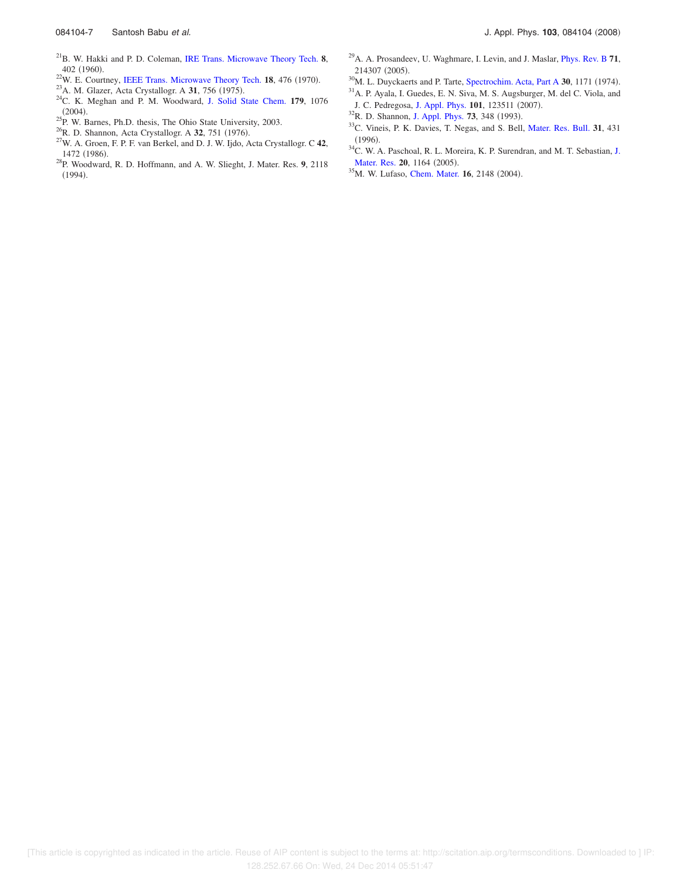[21] B. W. Hakki and P. D. Coleman, IRE Trans. Microwave Theory Tech. **8**, 402 (1960).

[22] W. E. Courtney, IEEE Trans. Microwave Theory Tech. **18**, 476 (1970).

[23] A. M. Glazer, Acta Crystallogr. A **31**, 756 (1975).

[24] C. K. Meghan and P. M. Woodward, J. Solid State Chem. **179**, 1076 (2004).

[25] P. W. Barnes, Ph.D. thesis, The Ohio State University, 2003.

[26] R. D. Shannon, Acta Crystallogr. A **32**, 751 (1976).

[27] W. A. Groen, F. P. F. van Berkel, and D. J. W. Ijdo, Acta Crystallogr. C **42**, 1472 (1986).

[28] P. Woodward, R. D. Hoffmann, and A. W. Slieght, J. Mater. Res. **9**, 2118 (1994).

[29] A. A. Prosandeev, U. Waghmare, I. Levin, and J. Maslar, Phys. Rev. B **71**, 214307 (2005).

[30] M. L. Duyckaerts and P. Tarte, Spectrochim. Acta, Part A **30**, 1171 (1974).

[31] A. P. Ayala, I. Guedes, E. N. Siva, M. S. Augsburger, M. del C. Viola, and J. C. Pedregosa, J. Appl. Phys. **101**, 123511 (2007).

[32] R. D. Shannon, J. Appl. Phys. **73**, 348 (1993).

[33] C. Vineis, P. K. Davies, T. Negas, and S. Bell, Mater. Res. Bull. **31**, 431 (1996).

[34] C. W. A. Paschoal, R. L. Moreira, K. P. Surendran, and M. T. Sebastian, J. Mater. Res. **20**, 1164 (2005).

[35] M. W. Lufaso, Chem. Mater. **16**, 2148 (2004).